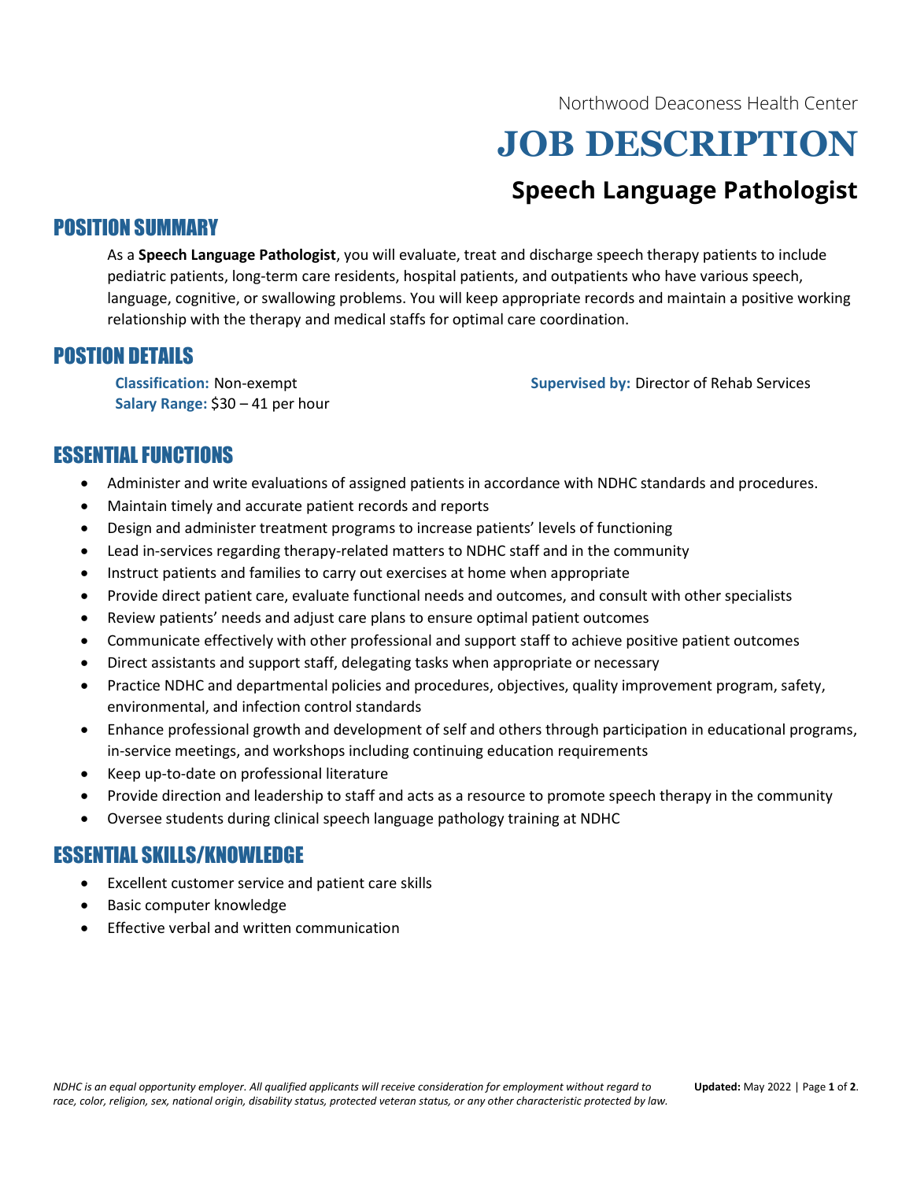Northwood Deaconess Health Center

# JOB DESCRIPTION

## Speech Language Pathologist

## POSITION SUMMARY

As a **Speech Language Pathologist**, you will evaluate, treat and discharge speech therapy patients to include pediatric patients, long-term care residents, hospital patients, and outpatients who have various speech, language, cognitive, or swallowing problems. You will keep appropriate records and maintain a positive working relationship with the therapy and medical staffs for optimal care coordination.

## POSTION DETAILS

**Classification:** Non-exempt
**Salary Range:** $30 – 41 per hour

**Supervised by:** Director of Rehab Services

## ESSENTIAL FUNCTIONS

- Administer and write evaluations of assigned patients in accordance with NDHC standards and procedures.
- Maintain timely and accurate patient records and reports
- Design and administer treatment programs to increase patients' levels of functioning
- Lead in-services regarding therapy-related matters to NDHC staff and in the community
- Instruct patients and families to carry out exercises at home when appropriate
- Provide direct patient care, evaluate functional needs and outcomes, and consult with other specialists
- Review patients' needs and adjust care plans to ensure optimal patient outcomes
- Communicate effectively with other professional and support staff to achieve positive patient outcomes
- Direct assistants and support staff, delegating tasks when appropriate or necessary
- Practice NDHC and departmental policies and procedures, objectives, quality improvement program, safety, environmental, and infection control standards
- Enhance professional growth and development of self and others through participation in educational programs, in-service meetings, and workshops including continuing education requirements
- Keep up-to-date on professional literature
- Provide direction and leadership to staff and acts as a resource to promote speech therapy in the community
- Oversee students during clinical speech language pathology training at NDHC

## ESSENTIAL SKILLS/KNOWLEDGE

- Excellent customer service and patient care skills
- Basic computer knowledge
- Effective verbal and written communication

*NDHC is an equal opportunity employer. All qualified applicants will receive consideration for employment without regard to race, color, religion, sex, national origin, disability status, protected veteran status, or any other characteristic protected by law.*

**Updated:** May 2022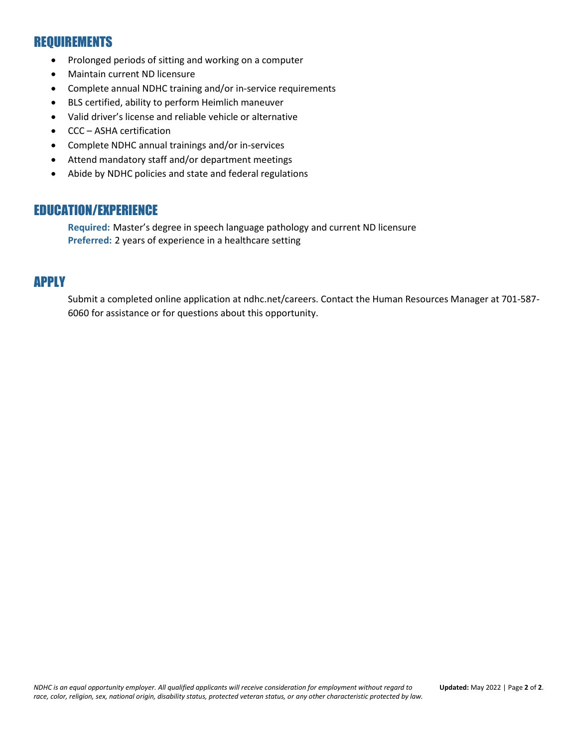## REQUIREMENTS

- Prolonged periods of sitting and working on a computer
- Maintain current ND licensure
- Complete annual NDHC training and/or in-service requirements
- BLS certified, ability to perform Heimlich maneuver
- Valid driver's license and reliable vehicle or alternative
- CCC – ASHA certification
- Complete NDHC annual trainings and/or in-services
- Attend mandatory staff and/or department meetings
- Abide by NDHC policies and state and federal regulations

## EDUCATION/EXPERIENCE

**Required:** Master's degree in speech language pathology and current ND licensure
**Preferred:** 2 years of experience in a healthcare setting

## APPLY

Submit a completed online application at ndhc.net/careers. Contact the Human Resources Manager at 701-587-6060 for assistance or for questions about this opportunity.

*NDHC is an equal opportunity employer. All qualified applicants will receive consideration for employment without regard to race, color, religion, sex, national origin, disability status, protected veteran status, or any other characteristic protected by law.*

**Updated:** May 2022